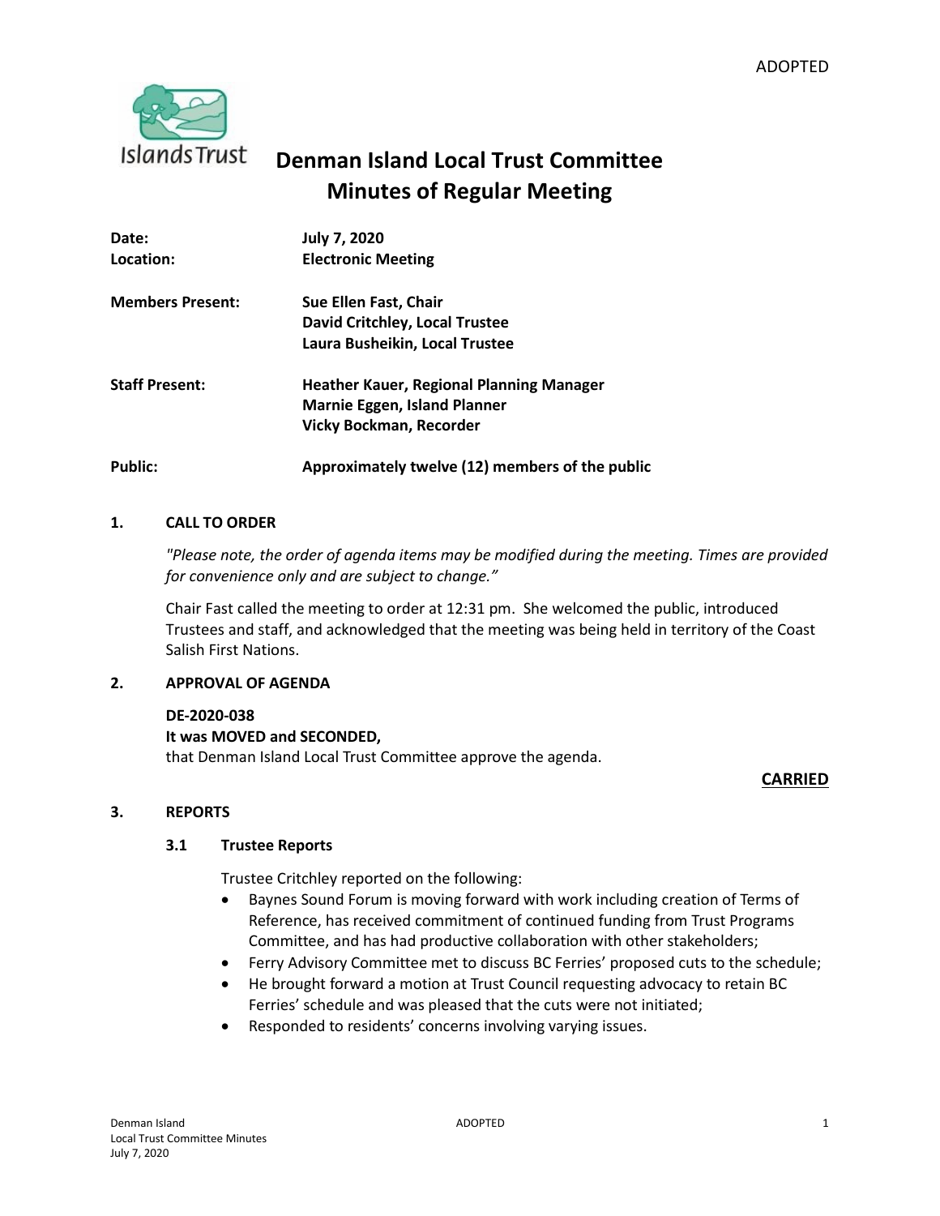ADOPTED

# Denman Island Local Trust Committee
# Minutes of Regular Meeting

| | |
|---|---|
| **Date:** | **July 7, 2020** |
| **Location:** | **Electronic Meeting** |
| **Members Present:** | **Sue Ellen Fast, Chair**<br>**David Critchley, Local Trustee**<br>**Laura Busheikin, Local Trustee** |
| **Staff Present:** | **Heather Kauer, Regional Planning Manager**<br>**Marnie Eggen, Island Planner**<br>**Vicky Bockman, Recorder** |
| **Public:** | **Approximately twelve (12) members of the public** |

## 1. CALL TO ORDER

*"Please note, the order of agenda items may be modified during the meeting. Times are provided for convenience only and are subject to change."*

Chair Fast called the meeting to order at 12:31 pm. She welcomed the public, introduced Trustees and staff, and acknowledged that the meeting was being held in territory of the Coast Salish First Nations.

## 2. APPROVAL OF AGENDA

**DE-2020-038**
**It was MOVED and SECONDED,**
that Denman Island Local Trust Committee approve the agenda.

**CARRIED**

## 3. REPORTS

### 3.1 Trustee Reports

Trustee Critchley reported on the following:

- Baynes Sound Forum is moving forward with work including creation of Terms of Reference, has received commitment of continued funding from Trust Programs Committee, and has had productive collaboration with other stakeholders;
- Ferry Advisory Committee met to discuss BC Ferries' proposed cuts to the schedule;
- He brought forward a motion at Trust Council requesting advocacy to retain BC Ferries' schedule and was pleased that the cuts were not initiated;
- Responded to residents' concerns involving varying issues.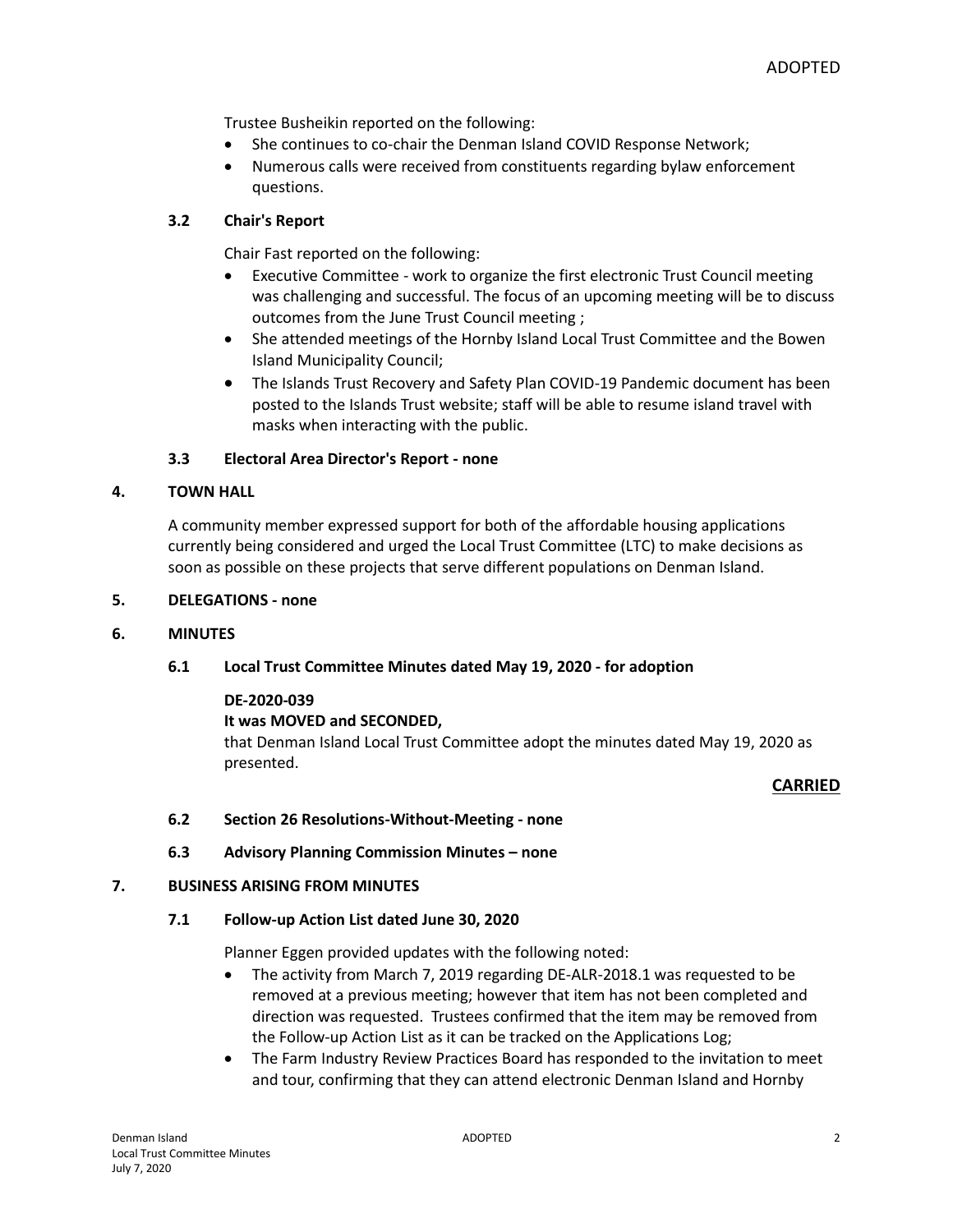Trustee Busheikin reported on the following:

- She continues to co-chair the Denman Island COVID Response Network;
- Numerous calls were received from constituents regarding bylaw enforcement questions.

### 3.2 Chair's Report

Chair Fast reported on the following:

- Executive Committee - work to organize the first electronic Trust Council meeting was challenging and successful. The focus of an upcoming meeting will be to discuss outcomes from the June Trust Council meeting ;
- She attended meetings of the Hornby Island Local Trust Committee and the Bowen Island Municipality Council;
- The Islands Trust Recovery and Safety Plan COVID-19 Pandemic document has been posted to the Islands Trust website; staff will be able to resume island travel with masks when interacting with the public.

### 3.3 Electoral Area Director's Report - none

## 4. TOWN HALL

A community member expressed support for both of the affordable housing applications currently being considered and urged the Local Trust Committee (LTC) to make decisions as soon as possible on these projects that serve different populations on Denman Island.

## 5. DELEGATIONS - none

## 6. MINUTES

### 6.1 Local Trust Committee Minutes dated May 19, 2020 - for adoption

**DE-2020-039**

**It was MOVED and SECONDED,**

that Denman Island Local Trust Committee adopt the minutes dated May 19, 2020 as presented.

**CARRIED**

### 6.2 Section 26 Resolutions-Without-Meeting - none

### 6.3 Advisory Planning Commission Minutes – none

## 7. BUSINESS ARISING FROM MINUTES

### 7.1 Follow-up Action List dated June 30, 2020

Planner Eggen provided updates with the following noted:

- The activity from March 7, 2019 regarding DE-ALR-2018.1 was requested to be removed at a previous meeting; however that item has not been completed and direction was requested. Trustees confirmed that the item may be removed from the Follow-up Action List as it can be tracked on the Applications Log;
- The Farm Industry Review Practices Board has responded to the invitation to meet and tour, confirming that they can attend electronic Denman Island and Hornby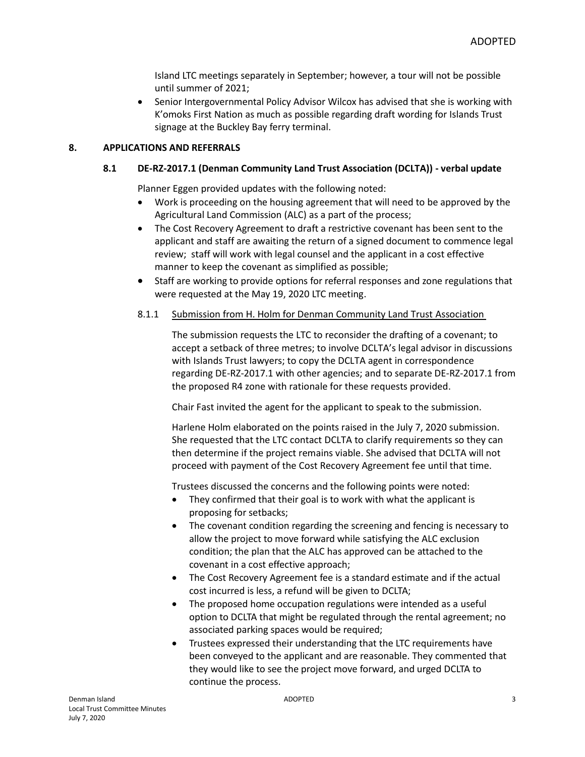Island LTC meetings separately in September; however, a tour will not be possible until summer of 2021;

- Senior Intergovernmental Policy Advisor Wilcox has advised that she is working with K'omoks First Nation as much as possible regarding draft wording for Islands Trust signage at the Buckley Bay ferry terminal.

## 8. APPLICATIONS AND REFERRALS

### 8.1 DE-RZ-2017.1 (Denman Community Land Trust Association (DCLTA)) - verbal update

Planner Eggen provided updates with the following noted:

- Work is proceeding on the housing agreement that will need to be approved by the Agricultural Land Commission (ALC) as a part of the process;
- The Cost Recovery Agreement to draft a restrictive covenant has been sent to the applicant and staff are awaiting the return of a signed document to commence legal review; staff will work with legal counsel and the applicant in a cost effective manner to keep the covenant as simplified as possible;
- Staff are working to provide options for referral responses and zone regulations that were requested at the May 19, 2020 LTC meeting.

#### 8.1.1 Submission from H. Holm for Denman Community Land Trust Association

The submission requests the LTC to reconsider the drafting of a covenant; to accept a setback of three metres; to involve DCLTA's legal advisor in discussions with Islands Trust lawyers; to copy the DCLTA agent in correspondence regarding DE-RZ-2017.1 with other agencies; and to separate DE-RZ-2017.1 from the proposed R4 zone with rationale for these requests provided.

Chair Fast invited the agent for the applicant to speak to the submission.

Harlene Holm elaborated on the points raised in the July 7, 2020 submission. She requested that the LTC contact DCLTA to clarify requirements so they can then determine if the project remains viable. She advised that DCLTA will not proceed with payment of the Cost Recovery Agreement fee until that time.

Trustees discussed the concerns and the following points were noted:

- They confirmed that their goal is to work with what the applicant is proposing for setbacks;
- The covenant condition regarding the screening and fencing is necessary to allow the project to move forward while satisfying the ALC exclusion condition; the plan that the ALC has approved can be attached to the covenant in a cost effective approach;
- The Cost Recovery Agreement fee is a standard estimate and if the actual cost incurred is less, a refund will be given to DCLTA;
- The proposed home occupation regulations were intended as a useful option to DCLTA that might be regulated through the rental agreement; no associated parking spaces would be required;
- Trustees expressed their understanding that the LTC requirements have been conveyed to the applicant and are reasonable. They commented that they would like to see the project move forward, and urged DCLTA to continue the process.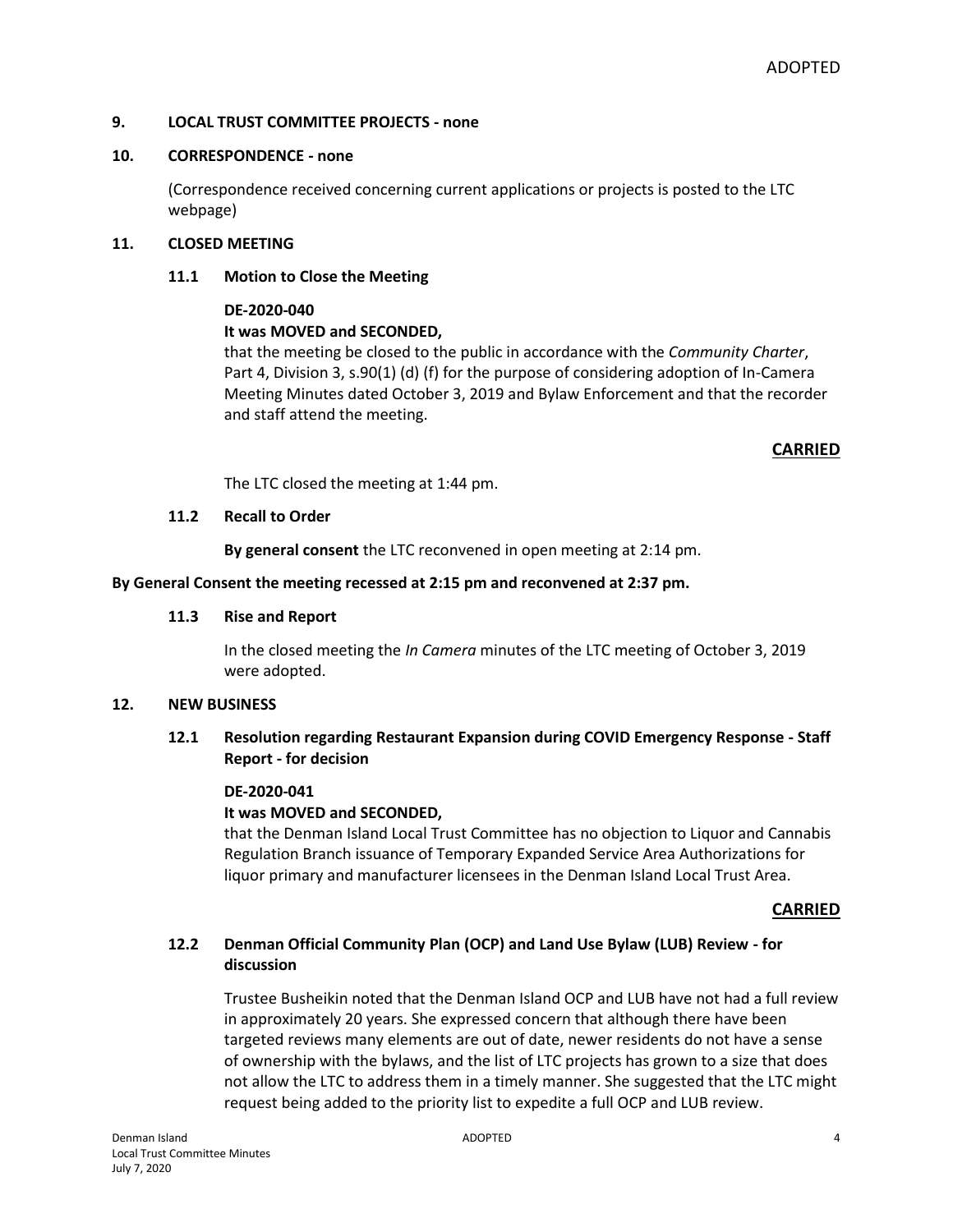## 9. LOCAL TRUST COMMITTEE PROJECTS - none

## 10. CORRESPONDENCE - none

(Correspondence received concerning current applications or projects is posted to the LTC webpage)

## 11. CLOSED MEETING

### 11.1 Motion to Close the Meeting

**DE-2020-040**

**It was MOVED and SECONDED,**

that the meeting be closed to the public in accordance with the *Community Charter*, Part 4, Division 3, s.90(1) (d) (f) for the purpose of considering adoption of In-Camera Meeting Minutes dated October 3, 2019 and Bylaw Enforcement and that the recorder and staff attend the meeting.

**CARRIED**

The LTC closed the meeting at 1:44 pm.

### 11.2 Recall to Order

**By general consent** the LTC reconvened in open meeting at 2:14 pm.

**By General Consent the meeting recessed at 2:15 pm and reconvened at 2:37 pm.**

### 11.3 Rise and Report

In the closed meeting the *In Camera* minutes of the LTC meeting of October 3, 2019 were adopted.

## 12. NEW BUSINESS

### 12.1 Resolution regarding Restaurant Expansion during COVID Emergency Response - Staff Report - for decision

**DE-2020-041**

**It was MOVED and SECONDED,**

that the Denman Island Local Trust Committee has no objection to Liquor and Cannabis Regulation Branch issuance of Temporary Expanded Service Area Authorizations for liquor primary and manufacturer licensees in the Denman Island Local Trust Area.

**CARRIED**

### 12.2 Denman Official Community Plan (OCP) and Land Use Bylaw (LUB) Review - for discussion

Trustee Busheikin noted that the Denman Island OCP and LUB have not had a full review in approximately 20 years. She expressed concern that although there have been targeted reviews many elements are out of date, newer residents do not have a sense of ownership with the bylaws, and the list of LTC projects has grown to a size that does not allow the LTC to address them in a timely manner. She suggested that the LTC might request being added to the priority list to expedite a full OCP and LUB review.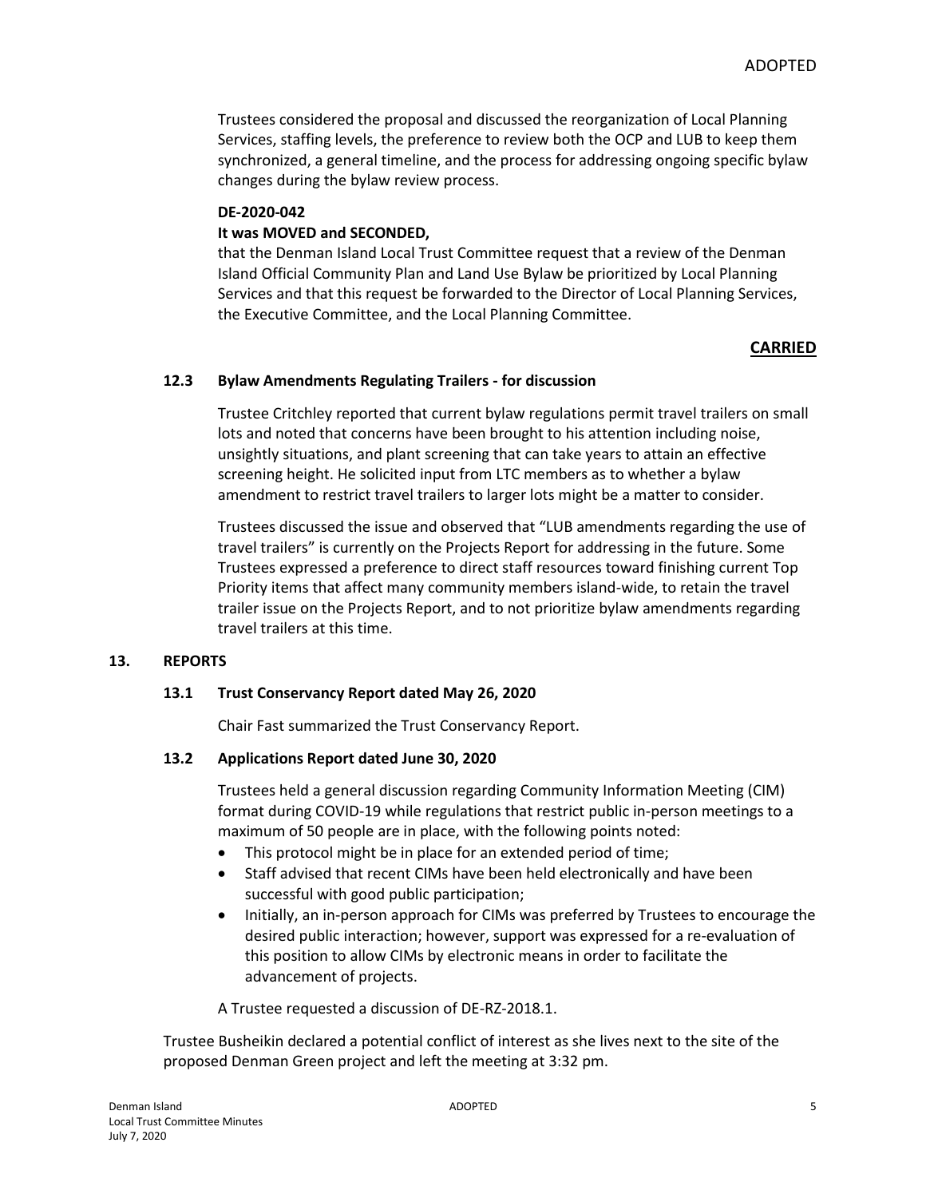Trustees considered the proposal and discussed the reorganization of Local Planning Services, staffing levels, the preference to review both the OCP and LUB to keep them synchronized, a general timeline, and the process for addressing ongoing specific bylaw changes during the bylaw review process.

**DE-2020-042**

**It was MOVED and SECONDED,**

that the Denman Island Local Trust Committee request that a review of the Denman Island Official Community Plan and Land Use Bylaw be prioritized by Local Planning Services and that this request be forwarded to the Director of Local Planning Services, the Executive Committee, and the Local Planning Committee.

**CARRIED**

### 12.3 Bylaw Amendments Regulating Trailers - for discussion

Trustee Critchley reported that current bylaw regulations permit travel trailers on small lots and noted that concerns have been brought to his attention including noise, unsightly situations, and plant screening that can take years to attain an effective screening height. He solicited input from LTC members as to whether a bylaw amendment to restrict travel trailers to larger lots might be a matter to consider.

Trustees discussed the issue and observed that "LUB amendments regarding the use of travel trailers" is currently on the Projects Report for addressing in the future. Some Trustees expressed a preference to direct staff resources toward finishing current Top Priority items that affect many community members island-wide, to retain the travel trailer issue on the Projects Report, and to not prioritize bylaw amendments regarding travel trailers at this time.

## 13. REPORTS

### 13.1 Trust Conservancy Report dated May 26, 2020

Chair Fast summarized the Trust Conservancy Report.

### 13.2 Applications Report dated June 30, 2020

Trustees held a general discussion regarding Community Information Meeting (CIM) format during COVID-19 while regulations that restrict public in-person meetings to a maximum of 50 people are in place, with the following points noted:

- This protocol might be in place for an extended period of time;
- Staff advised that recent CIMs have been held electronically and have been successful with good public participation;
- Initially, an in-person approach for CIMs was preferred by Trustees to encourage the desired public interaction; however, support was expressed for a re-evaluation of this position to allow CIMs by electronic means in order to facilitate the advancement of projects.

A Trustee requested a discussion of DE-RZ-2018.1.

Trustee Busheikin declared a potential conflict of interest as she lives next to the site of the proposed Denman Green project and left the meeting at 3:32 pm.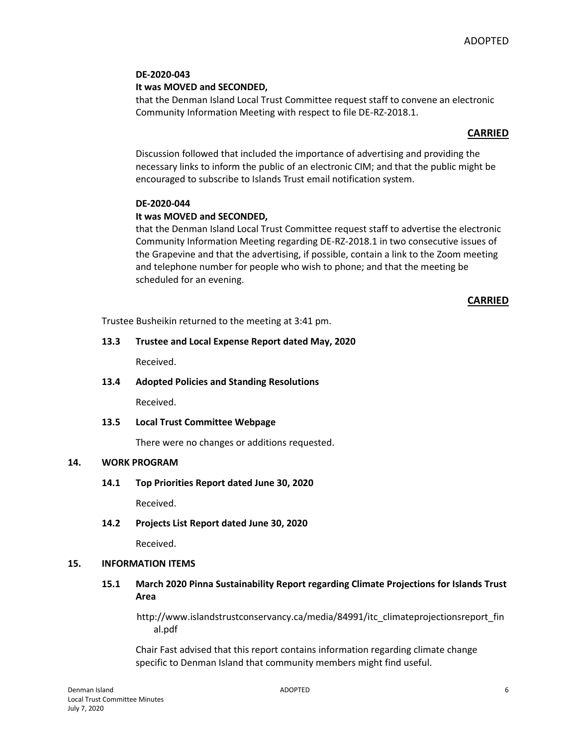**DE-2020-043**

**It was MOVED and SECONDED,**

that the Denman Island Local Trust Committee request staff to convene an electronic Community Information Meeting with respect to file DE-RZ-2018.1.

**CARRIED**

Discussion followed that included the importance of advertising and providing the necessary links to inform the public of an electronic CIM; and that the public might be encouraged to subscribe to Islands Trust email notification system.

**DE-2020-044**

**It was MOVED and SECONDED,**

that the Denman Island Local Trust Committee request staff to advertise the electronic Community Information Meeting regarding DE-RZ-2018.1 in two consecutive issues of the Grapevine and that the advertising, if possible, contain a link to the Zoom meeting and telephone number for people who wish to phone; and that the meeting be scheduled for an evening.

**CARRIED**

Trustee Busheikin returned to the meeting at 3:41 pm.

### 13.3 Trustee and Local Expense Report dated May, 2020

Received.

### 13.4 Adopted Policies and Standing Resolutions

Received.

### 13.5 Local Trust Committee Webpage

There were no changes or additions requested.

## 14. WORK PROGRAM

### 14.1 Top Priorities Report dated June 30, 2020

Received.

### 14.2 Projects List Report dated June 30, 2020

Received.

## 15. INFORMATION ITEMS

### 15.1 March 2020 Pinna Sustainability Report regarding Climate Projections for Islands Trust Area

http://www.islandstrustconservancy.ca/media/84991/itc_climateprojectionsreport_final.pdf

Chair Fast advised that this report contains information regarding climate change specific to Denman Island that community members might find useful.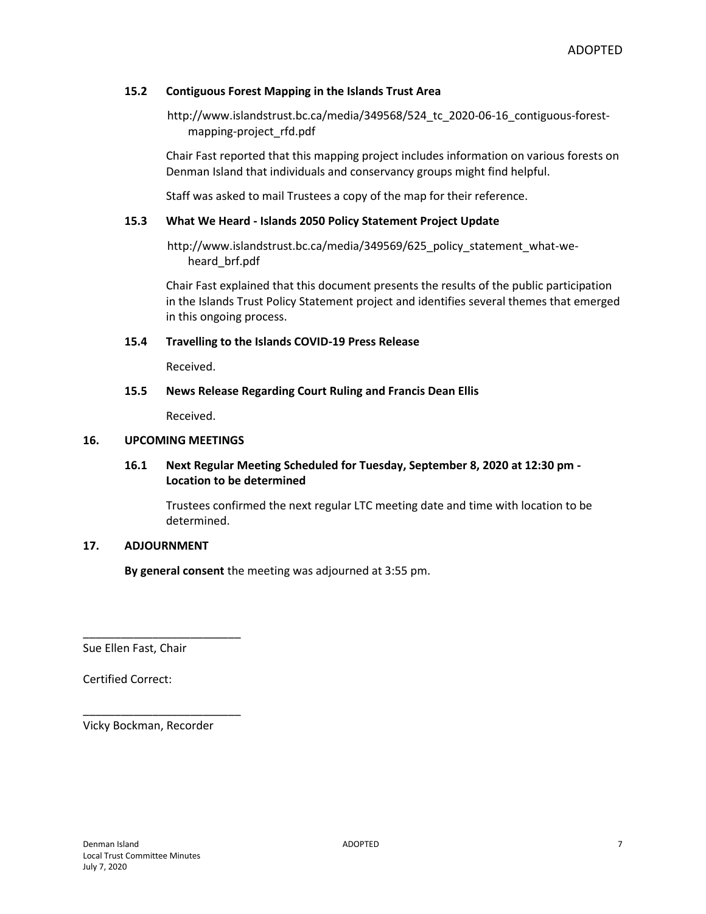### 15.2 Contiguous Forest Mapping in the Islands Trust Area

http://www.islandstrust.bc.ca/media/349568/524_tc_2020-06-16_contiguous-forest-mapping-project_rfd.pdf

Chair Fast reported that this mapping project includes information on various forests on Denman Island that individuals and conservancy groups might find helpful.

Staff was asked to mail Trustees a copy of the map for their reference.

### 15.3 What We Heard - Islands 2050 Policy Statement Project Update

http://www.islandstrust.bc.ca/media/349569/625_policy_statement_what-we-heard_brf.pdf

Chair Fast explained that this document presents the results of the public participation in the Islands Trust Policy Statement project and identifies several themes that emerged in this ongoing process.

### 15.4 Travelling to the Islands COVID-19 Press Release

Received.

### 15.5 News Release Regarding Court Ruling and Francis Dean Ellis

Received.

## 16. UPCOMING MEETINGS

### 16.1 Next Regular Meeting Scheduled for Tuesday, September 8, 2020 at 12:30 pm - Location to be determined

Trustees confirmed the next regular LTC meeting date and time with location to be determined.

## 17. ADJOURNMENT

**By general consent** the meeting was adjourned at 3:55 pm.

_________________________
Sue Ellen Fast, Chair

Certified Correct:

_________________________
Vicky Bockman, Recorder